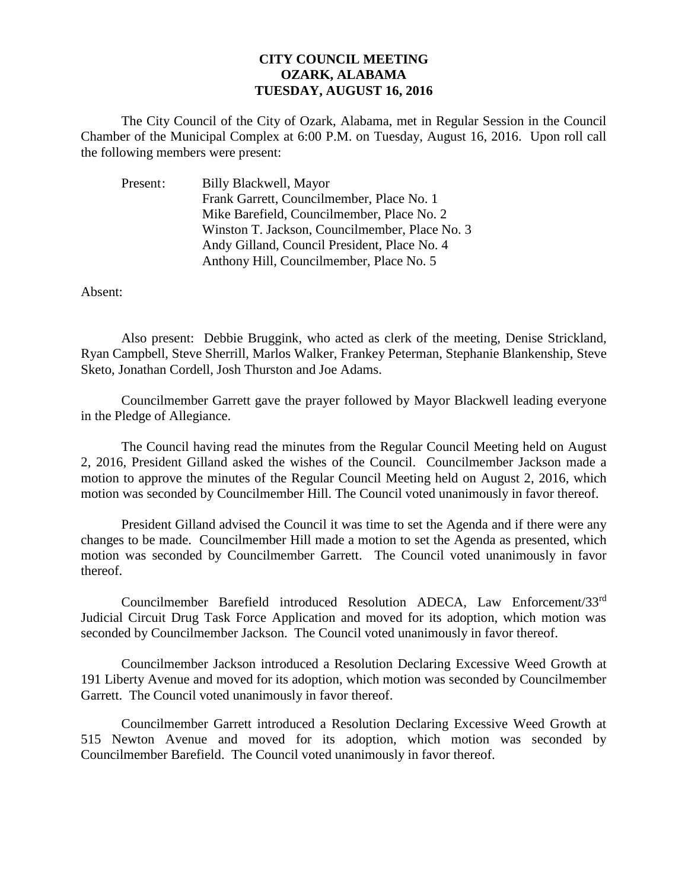**CITY COUNCIL MEETING**
**OZARK, ALABAMA**
**TUESDAY, AUGUST 16, 2016**

The City Council of the City of Ozark, Alabama, met in Regular Session in the Council Chamber of the Municipal Complex at 6:00 P.M. on Tuesday, August 16, 2016. Upon roll call the following members were present:

Present: Billy Blackwell, Mayor
Frank Garrett, Councilmember, Place No. 1
Mike Barefield, Councilmember, Place No. 2
Winston T. Jackson, Councilmember, Place No. 3
Andy Gilland, Council President, Place No. 4
Anthony Hill, Councilmember, Place No. 5

Absent:

Also present: Debbie Bruggink, who acted as clerk of the meeting, Denise Strickland, Ryan Campbell, Steve Sherrill, Marlos Walker, Frankey Peterman, Stephanie Blankenship, Steve Sketo, Jonathan Cordell, Josh Thurston and Joe Adams.

Councilmember Garrett gave the prayer followed by Mayor Blackwell leading everyone in the Pledge of Allegiance.

The Council having read the minutes from the Regular Council Meeting held on August 2, 2016, President Gilland asked the wishes of the Council. Councilmember Jackson made a motion to approve the minutes of the Regular Council Meeting held on August 2, 2016, which motion was seconded by Councilmember Hill. The Council voted unanimously in favor thereof.

President Gilland advised the Council it was time to set the Agenda and if there were any changes to be made. Councilmember Hill made a motion to set the Agenda as presented, which motion was seconded by Councilmember Garrett. The Council voted unanimously in favor thereof.

Councilmember Barefield introduced Resolution ADECA, Law Enforcement/33rd Judicial Circuit Drug Task Force Application and moved for its adoption, which motion was seconded by Councilmember Jackson. The Council voted unanimously in favor thereof.

Councilmember Jackson introduced a Resolution Declaring Excessive Weed Growth at 191 Liberty Avenue and moved for its adoption, which motion was seconded by Councilmember Garrett. The Council voted unanimously in favor thereof.

Councilmember Garrett introduced a Resolution Declaring Excessive Weed Growth at 515 Newton Avenue and moved for its adoption, which motion was seconded by Councilmember Barefield. The Council voted unanimously in favor thereof.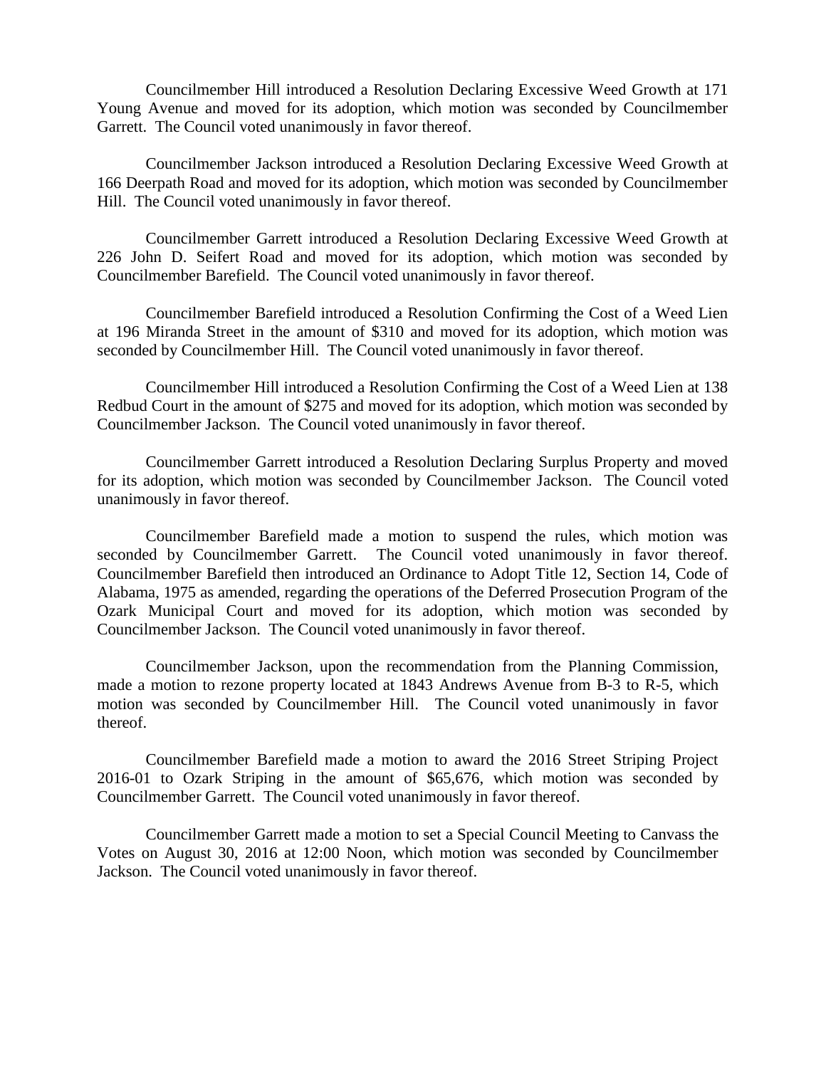Councilmember Hill introduced a Resolution Declaring Excessive Weed Growth at 171 Young Avenue and moved for its adoption, which motion was seconded by Councilmember Garrett. The Council voted unanimously in favor thereof.

Councilmember Jackson introduced a Resolution Declaring Excessive Weed Growth at 166 Deerpath Road and moved for its adoption, which motion was seconded by Councilmember Hill. The Council voted unanimously in favor thereof.

Councilmember Garrett introduced a Resolution Declaring Excessive Weed Growth at 226 John D. Seifert Road and moved for its adoption, which motion was seconded by Councilmember Barefield. The Council voted unanimously in favor thereof.

Councilmember Barefield introduced a Resolution Confirming the Cost of a Weed Lien at 196 Miranda Street in the amount of $310 and moved for its adoption, which motion was seconded by Councilmember Hill. The Council voted unanimously in favor thereof.

Councilmember Hill introduced a Resolution Confirming the Cost of a Weed Lien at 138 Redbud Court in the amount of $275 and moved for its adoption, which motion was seconded by Councilmember Jackson. The Council voted unanimously in favor thereof.

Councilmember Garrett introduced a Resolution Declaring Surplus Property and moved for its adoption, which motion was seconded by Councilmember Jackson. The Council voted unanimously in favor thereof.

Councilmember Barefield made a motion to suspend the rules, which motion was seconded by Councilmember Garrett. The Council voted unanimously in favor thereof. Councilmember Barefield then introduced an Ordinance to Adopt Title 12, Section 14, Code of Alabama, 1975 as amended, regarding the operations of the Deferred Prosecution Program of the Ozark Municipal Court and moved for its adoption, which motion was seconded by Councilmember Jackson. The Council voted unanimously in favor thereof.

Councilmember Jackson, upon the recommendation from the Planning Commission, made a motion to rezone property located at 1843 Andrews Avenue from B-3 to R-5, which motion was seconded by Councilmember Hill. The Council voted unanimously in favor thereof.

Councilmember Barefield made a motion to award the 2016 Street Striping Project 2016-01 to Ozark Striping in the amount of $65,676, which motion was seconded by Councilmember Garrett. The Council voted unanimously in favor thereof.

Councilmember Garrett made a motion to set a Special Council Meeting to Canvass the Votes on August 30, 2016 at 12:00 Noon, which motion was seconded by Councilmember Jackson. The Council voted unanimously in favor thereof.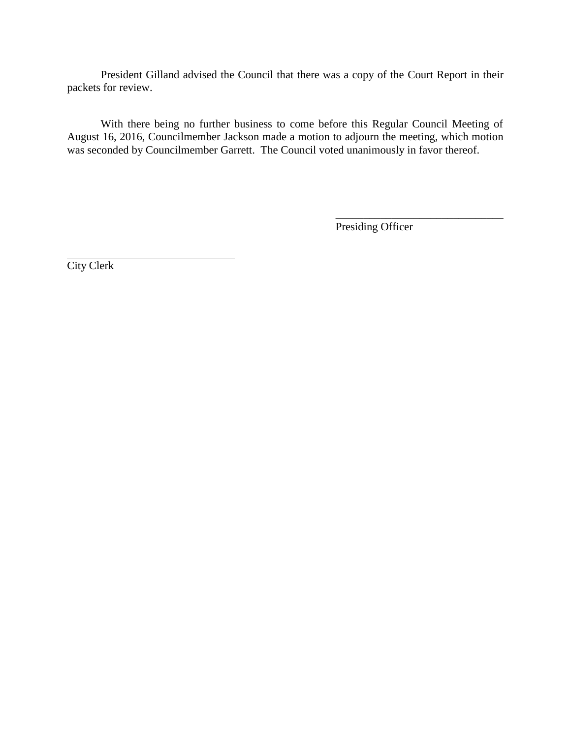President Gilland advised the Council that there was a copy of the Court Report in their packets for review.

With there being no further business to come before this Regular Council Meeting of August 16, 2016, Councilmember Jackson made a motion to adjourn the meeting, which motion was seconded by Councilmember Garrett. The Council voted unanimously in favor thereof.

\_\_\_\_\_\_\_\_\_\_\_\_\_\_\_\_\_\_\_\_\_\_\_\_\_\_\_\_\_\_
Presiding Officer

\_\_\_\_\_\_\_\_\_\_\_\_\_\_\_\_\_\_\_\_\_\_\_\_\_\_\_\_\_\_
City Clerk